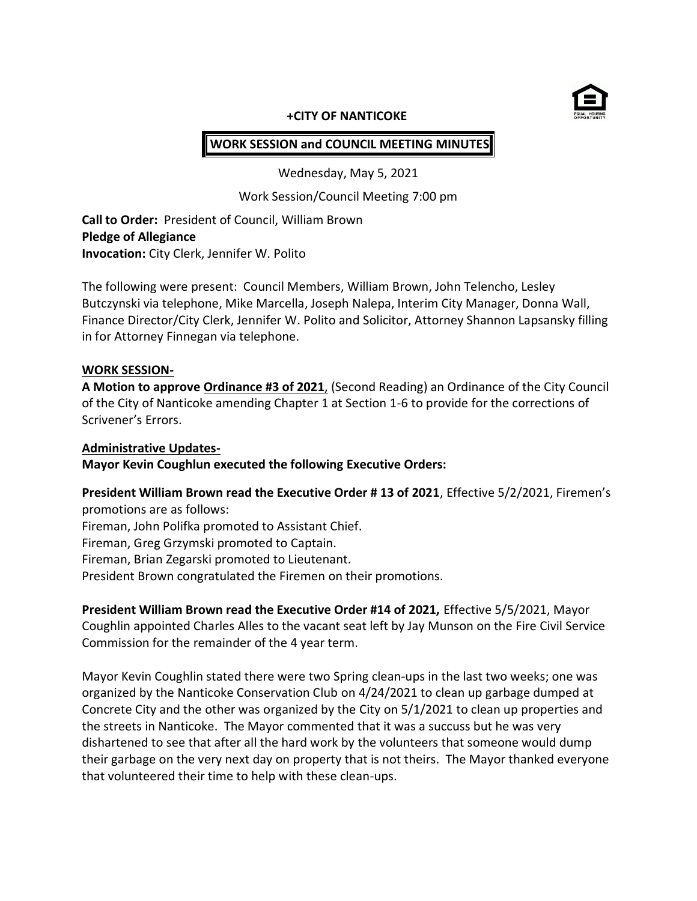**+CITY OF NANTICOKE**

**WORK SESSION and COUNCIL MEETING MINUTES**

Wednesday, May 5, 2021

Work Session/Council Meeting 7:00 pm

**Call to Order:** President of Council, William Brown
**Pledge of Allegiance**
**Invocation:** City Clerk, Jennifer W. Polito

The following were present: Council Members, William Brown, John Telencho, Lesley Butczynski via telephone, Mike Marcella, Joseph Nalepa, Interim City Manager, Donna Wall, Finance Director/City Clerk, Jennifer W. Polito and Solicitor, Attorney Shannon Lapsansky filling in for Attorney Finnegan via telephone.

**WORK SESSION-**

**A Motion to approve Ordinance #3 of 2021**, (Second Reading) an Ordinance of the City Council of the City of Nanticoke amending Chapter 1 at Section 1-6 to provide for the corrections of Scrivener's Errors.

**Administrative Updates-**

**Mayor Kevin Coughlun executed the following Executive Orders:**

**President William Brown read the Executive Order # 13 of 2021**, Effective 5/2/2021, Firemen's promotions are as follows:
Fireman, John Polifka promoted to Assistant Chief.
Fireman, Greg Grzymski promoted to Captain.
Fireman, Brian Zegarski promoted to Lieutenant.
President Brown congratulated the Firemen on their promotions.

**President William Brown read the Executive Order #14 of 2021,** Effective 5/5/2021, Mayor Coughlin appointed Charles Alles to the vacant seat left by Jay Munson on the Fire Civil Service Commission for the remainder of the 4 year term.

Mayor Kevin Coughlin stated there were two Spring clean-ups in the last two weeks; one was organized by the Nanticoke Conservation Club on 4/24/2021 to clean up garbage dumped at Concrete City and the other was organized by the City on 5/1/2021 to clean up properties and the streets in Nanticoke. The Mayor commented that it was a succuss but he was very dishartened to see that after all the hard work by the volunteers that someone would dump their garbage on the very next day on property that is not theirs. The Mayor thanked everyone that volunteered their time to help with these clean-ups.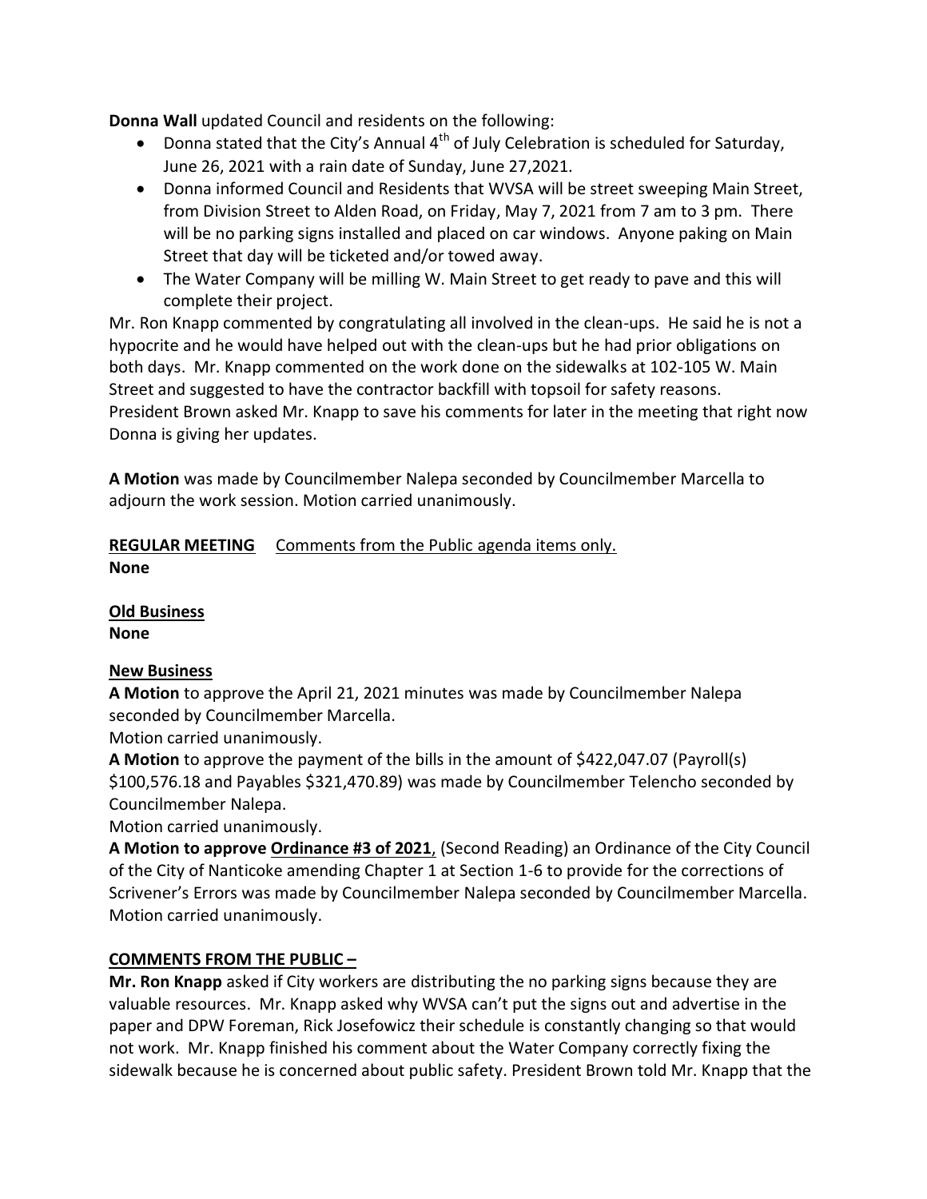**Donna Wall** updated Council and residents on the following:

- Donna stated that the City's Annual 4th of July Celebration is scheduled for Saturday, June 26, 2021 with a rain date of Sunday, June 27,2021.
- Donna informed Council and Residents that WVSA will be street sweeping Main Street, from Division Street to Alden Road, on Friday, May 7, 2021 from 7 am to 3 pm. There will be no parking signs installed and placed on car windows. Anyone paking on Main Street that day will be ticketed and/or towed away.
- The Water Company will be milling W. Main Street to get ready to pave and this will complete their project.

Mr. Ron Knapp commented by congratulating all involved in the clean-ups. He said he is not a hypocrite and he would have helped out with the clean-ups but he had prior obligations on both days. Mr. Knapp commented on the work done on the sidewalks at 102-105 W. Main Street and suggested to have the contractor backfill with topsoil for safety reasons. President Brown asked Mr. Knapp to save his comments for later in the meeting that right now Donna is giving her updates.

**A Motion** was made by Councilmember Nalepa seconded by Councilmember Marcella to adjourn the work session. Motion carried unanimously.

**REGULAR MEETING** Comments from the Public agenda items only.
**None**

**Old Business**
**None**

**New Business**

**A Motion** to approve the April 21, 2021 minutes was made by Councilmember Nalepa seconded by Councilmember Marcella.
Motion carried unanimously.

**A Motion** to approve the payment of the bills in the amount of $422,047.07 (Payroll(s) $100,576.18 and Payables $321,470.89) was made by Councilmember Telencho seconded by Councilmember Nalepa.
Motion carried unanimously.

**A Motion to approve Ordinance #3 of 2021**, (Second Reading) an Ordinance of the City Council of the City of Nanticoke amending Chapter 1 at Section 1-6 to provide for the corrections of Scrivener's Errors was made by Councilmember Nalepa seconded by Councilmember Marcella.
Motion carried unanimously.

**COMMENTS FROM THE PUBLIC –**

**Mr. Ron Knapp** asked if City workers are distributing the no parking signs because they are valuable resources. Mr. Knapp asked why WVSA can't put the signs out and advertise in the paper and DPW Foreman, Rick Josefowicz their schedule is constantly changing so that would not work. Mr. Knapp finished his comment about the Water Company correctly fixing the sidewalk because he is concerned about public safety. President Brown told Mr. Knapp that the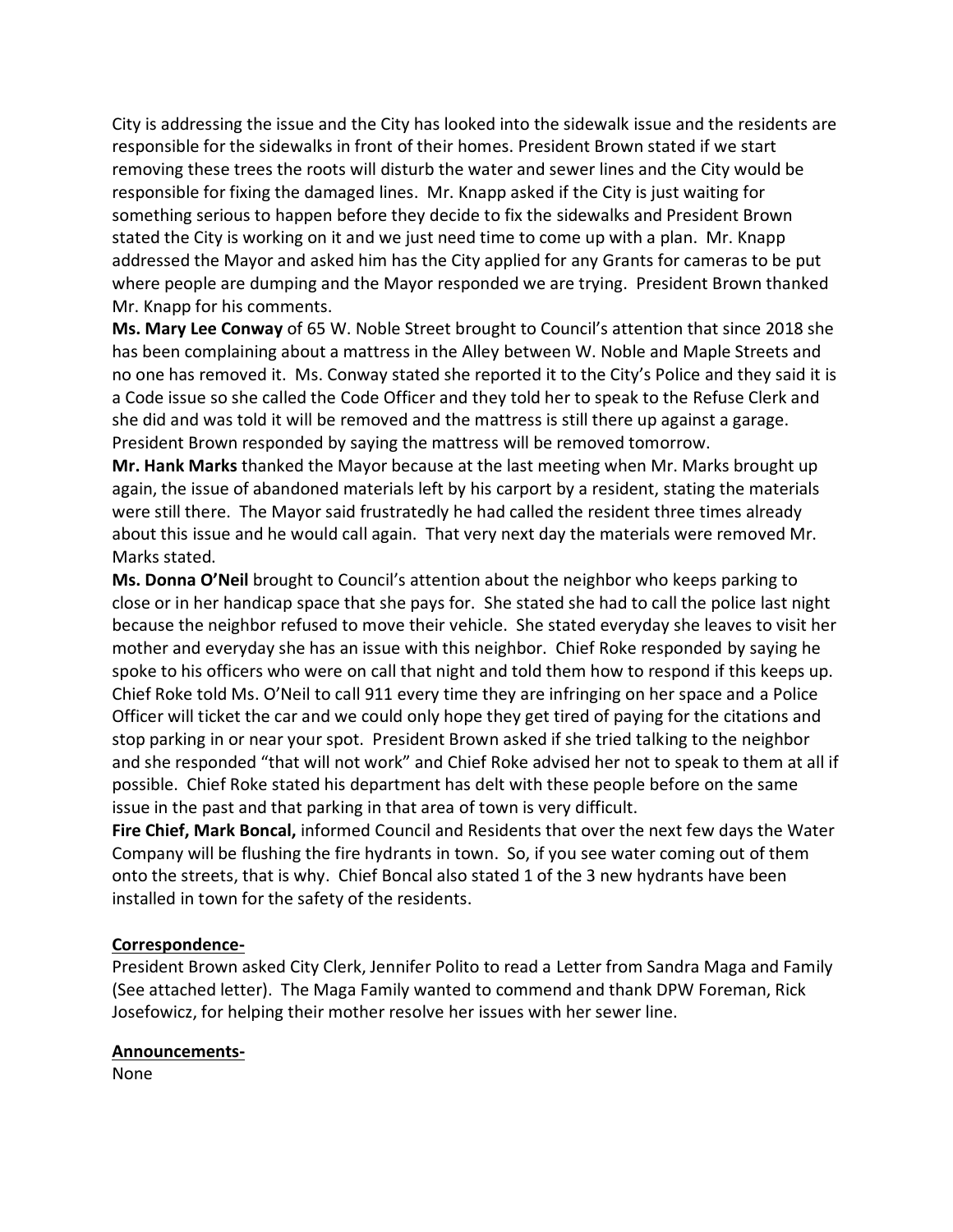City is addressing the issue and the City has looked into the sidewalk issue and the residents are responsible for the sidewalks in front of their homes. President Brown stated if we start removing these trees the roots will disturb the water and sewer lines and the City would be responsible for fixing the damaged lines. Mr. Knapp asked if the City is just waiting for something serious to happen before they decide to fix the sidewalks and President Brown stated the City is working on it and we just need time to come up with a plan. Mr. Knapp addressed the Mayor and asked him has the City applied for any Grants for cameras to be put where people are dumping and the Mayor responded we are trying. President Brown thanked Mr. Knapp for his comments.

**Ms. Mary Lee Conway** of 65 W. Noble Street brought to Council's attention that since 2018 she has been complaining about a mattress in the Alley between W. Noble and Maple Streets and no one has removed it. Ms. Conway stated she reported it to the City's Police and they said it is a Code issue so she called the Code Officer and they told her to speak to the Refuse Clerk and she did and was told it will be removed and the mattress is still there up against a garage. President Brown responded by saying the mattress will be removed tomorrow.

**Mr. Hank Marks** thanked the Mayor because at the last meeting when Mr. Marks brought up again, the issue of abandoned materials left by his carport by a resident, stating the materials were still there. The Mayor said frustratedly he had called the resident three times already about this issue and he would call again. That very next day the materials were removed Mr. Marks stated.

**Ms. Donna O'Neil** brought to Council's attention about the neighbor who keeps parking to close or in her handicap space that she pays for. She stated she had to call the police last night because the neighbor refused to move their vehicle. She stated everyday she leaves to visit her mother and everyday she has an issue with this neighbor. Chief Roke responded by saying he spoke to his officers who were on call that night and told them how to respond if this keeps up. Chief Roke told Ms. O'Neil to call 911 every time they are infringing on her space and a Police Officer will ticket the car and we could only hope they get tired of paying for the citations and stop parking in or near your spot. President Brown asked if she tried talking to the neighbor and she responded "that will not work" and Chief Roke advised her not to speak to them at all if possible. Chief Roke stated his department has delt with these people before on the same issue in the past and that parking in that area of town is very difficult.

**Fire Chief, Mark Boncal,** informed Council and Residents that over the next few days the Water Company will be flushing the fire hydrants in town. So, if you see water coming out of them onto the streets, that is why. Chief Boncal also stated 1 of the 3 new hydrants have been installed in town for the safety of the residents.

**Correspondence-**

President Brown asked City Clerk, Jennifer Polito to read a Letter from Sandra Maga and Family (See attached letter). The Maga Family wanted to commend and thank DPW Foreman, Rick Josefowicz, for helping their mother resolve her issues with her sewer line.

**Announcements-**

None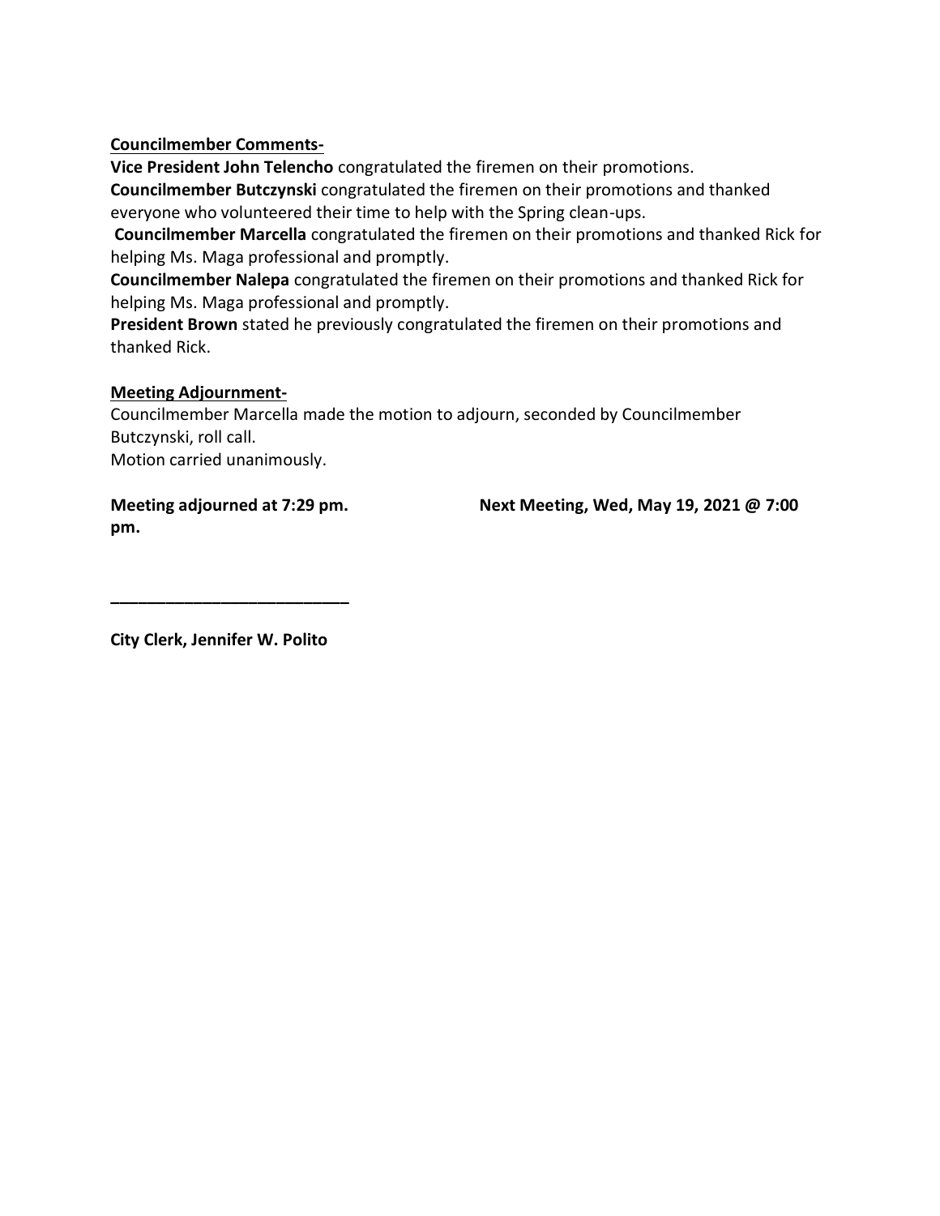**Councilmember Comments-**

**Vice President John Telencho** congratulated the firemen on their promotions.

**Councilmember Butczynski** congratulated the firemen on their promotions and thanked everyone who volunteered their time to help with the Spring clean-ups.

**Councilmember Marcella** congratulated the firemen on their promotions and thanked Rick for helping Ms. Maga professional and promptly.

**Councilmember Nalepa** congratulated the firemen on their promotions and thanked Rick for helping Ms. Maga professional and promptly.

**President Brown** stated he previously congratulated the firemen on their promotions and thanked Rick.

**Meeting Adjournment-**

Councilmember Marcella made the motion to adjourn, seconded by Councilmember Butczynski, roll call.

Motion carried unanimously.

**Meeting adjourned at 7:29 pm.** **Next Meeting, Wed, May 19, 2021 @ 7:00 pm.**

\_\_\_\_\_\_\_\_\_\_\_\_\_\_\_\_\_\_\_\_\_\_\_\_\_\_

**City Clerk, Jennifer W. Polito**